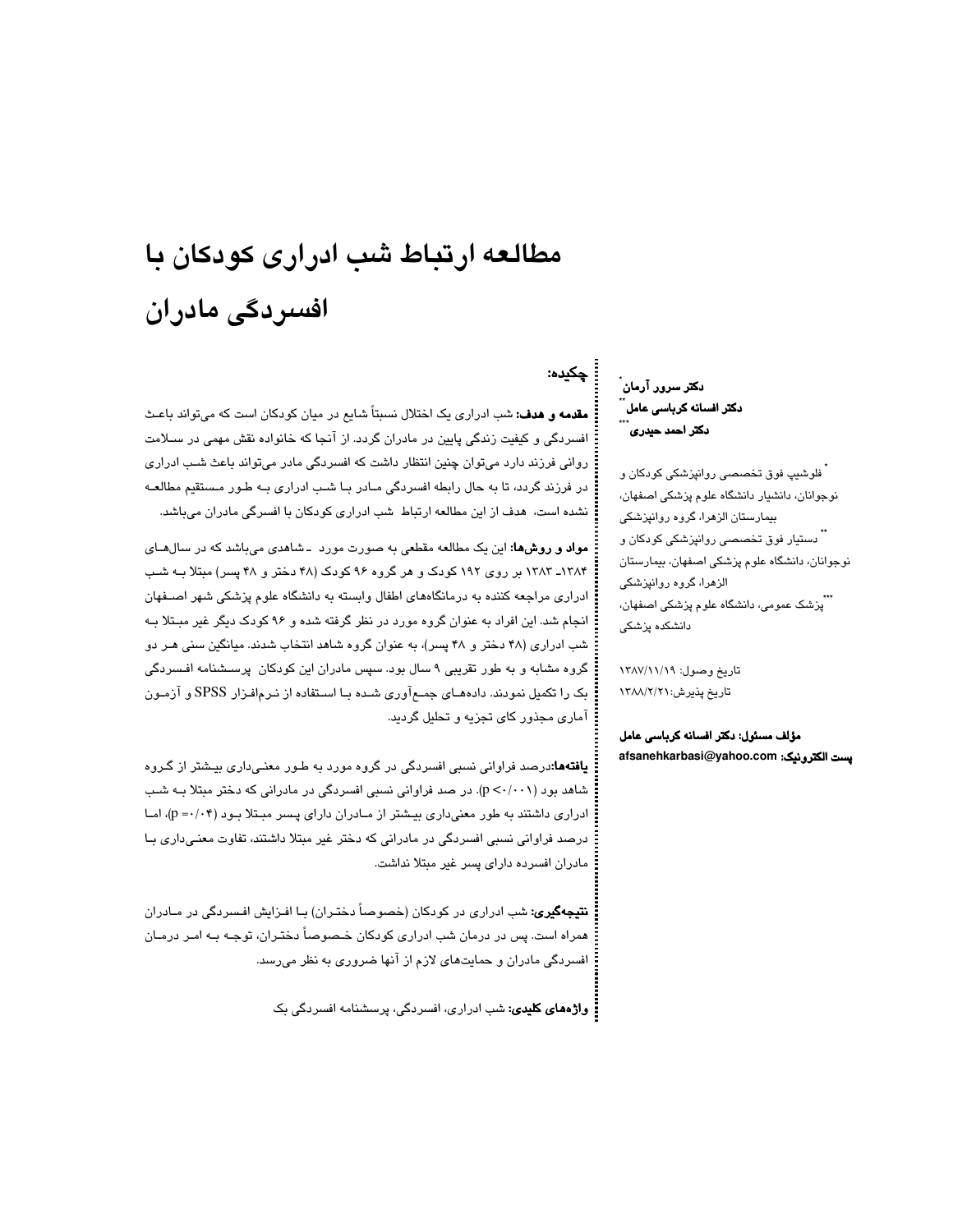# مطالعه ارتباط شب ادراری کودکان با افسردگی مادران

دکتر سرور آرمان[*]
دکتر افسانه کرباسی عامل[**]
دکتر احمد حیدری[***]

[*] فلوشیپ فوق تخصصی روانپزشکی کودکان و نوجوانان، دانشیار دانشگاه علوم پزشکی اصفهان، بیمارستان الزهرا، گروه روانپزشکی

[**] دستیار فوق تخصصی روانپزشکی کودکان و نوجوانان، دانشگاه علوم پزشکی اصفهان، بیمارستان الزهرا، گروه روانپزشکی

[***] پزشک عمومی، دانشگاه علوم پزشکی اصفهان، دانشکده پزشکی

تاریخ وصول: ۱۳۸۷/۱۱/۱۹
تاریخ پذیرش: ۱۳۸۸/۲/۲۱

**مؤلف مسئول: دکتر افسانه کرباسی عامل**
**پست الکترونیک:** afsanehkarbasi@yahoo.com

## چکیده:

**مقدمه و هدف:** شب ادراری یک اختلال نسبتاً شایع در میان کودکان است که می‌تواند باعث افسردگی و کیفیت زندگی پایین در مادران گردد. از آنجا که خانواده نقش مهمی در سلامت روانی فرزند دارد می‌توان چنین انتظار داشت که افسردگی مادر می‌تواند باعث شب ادراری در فرزند گردد، تا به حال رابطه افسردگی مادر با شب ادراری به طور مستقیم مطالعه نشده است، هدف از این مطالعه ارتباط شب ادراری کودکان با افسرگی مادران می‌باشد.

**مواد و روش‌ها:** این یک مطالعه مقطعی به صورت مورد ـ شاهدی می‌باشد که در سال‌های ۱۳۸۴ـ ۱۳۸۳ بر روی ۱۹۲ کودک و هر گروه ۹۶ کودک (۴۸ دختر و ۴۸ پسر) مبتلا به شب ادراری مراجعه کننده به درمانگاه‌های اطفال وابسته به دانشگاه علوم پزشکی شهر اصفهان انجام شد. این افراد به عنوان گروه مورد در نظر گرفته شده و ۹۶ کودک دیگر غیر مبتلا به شب ادراری (۴۸ دختر و ۴۸ پسر)، به عنوان گروه شاهد انتخاب شدند. میانگین سنی هر دو گروه مشابه و به طور تقریبی ۹ سال بود. سپس مادران این کودکان پرسشنامه افسردگی بک را تکمیل نمودند. داده‌های جمع‌آوری شده با استفاده از نرم‌افزار SPSS و آزمون آماری مجذور کای تجزیه و تحلیل گردید.

**یافته‌ها:** درصد فراوانی نسبی افسردگی در گروه مورد به طور معنی‌داری بیشتر از گروه شاهد بود ($p < ۰/۰۰۱$). در صد فراوانی نسبی افسردگی در مادرانی که دختر مبتلا به شب ادراری داشتند به طور معنی‌داری بیشتر از مادران دارای پسر مبتلا بود ($p = ۰/۰۴$)، اما درصد فراوانی نسبی افسردگی در مادرانی که دختر غیر مبتلا داشتند، تفاوت معنی‌داری با مادران افسرده دارای پسر غیر مبتلا نداشت.

**نتیجه‌گیری:** شب ادراری در کودکان (خصوصاً دختران) با افزایش افسردگی در مادران همراه است. پس در درمان شب ادراری کودکان خصوصاً دختران، توجه به امر درمان افسردگی مادران و حمایت‌های لازم از آنها ضروری به نظر می‌رسد.

**واژه‌های کلیدی:** شب ادراری، افسردگی، پرسشنامه افسردگی بک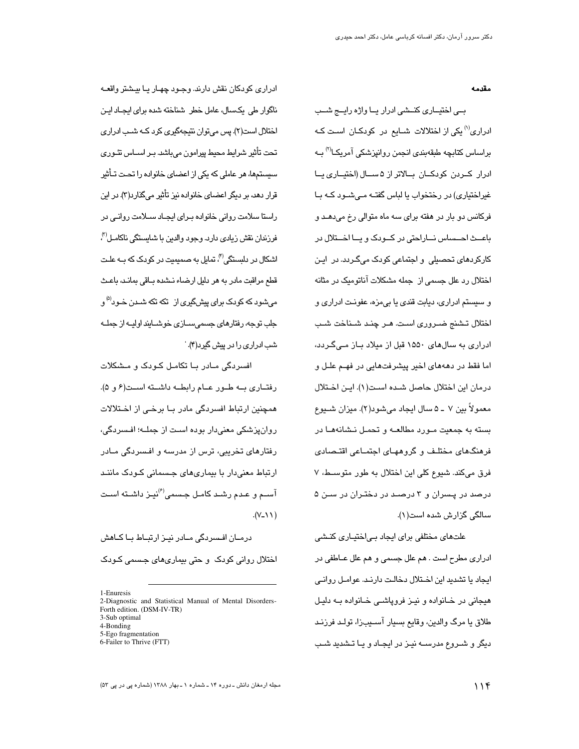## مقدمه

بی اختیاری کنشی ادرار یا واژه رایج شب ادراری[1] یکی از اختلالات شایع در کودکان است که براساس کتابچه طبقه‌بندی انجمن روانپزشکی آمریکا[2] به ادرار کردن کودکان بالاتر از ۵ سال (اختیاری یا غیراختیاری) در رختخواب یا لباس گفته می‌شود که با فرکانس دو بار در هفته برای سه ماه متوالی رخ می‌دهد و باعث احساس ناراحتی در کودک و یا اختلال در کارکردهای تحصیلی و اجتماعی کودک می‌گردد. در این اختلال رد علل جسمی از جمله مشکلات آناتومیک در مثانه و سیستم ادراری، دیابت قندی یا بی‌مزه، عفونت ادراری و اختلال تشنج ضروری است. هر چند شناخت شب ادراری به سال‌های ۱۵۵۰ قبل از میلاد باز می‌گردد، اما فقط در دهه‌های اخیر پیشرفت‌هایی در فهم علل و درمان این اختلال حاصل شده است(۱). این اختلال معمولاً بین ۷ ـ ۵ سال ایجاد می‌شود(۲). میزان شیوع بسته به جمعیت مورد مطالعه و تحمل نشانه‌ها در فرهنگ‌های مختلف و گروههای اجتماعی اقتصادی فرق می‌کند. شیوع کلی این اختلال به طور متوسط، ۷ درصد در پسران و ۳ درصد در دختران در سن ۵ سالگی گزارش شده است(۱).

علت‌های مختلفی برای ایجاد بی‌اختیاری کنشی ادراری مطرح است . هم علل جسمی و هم علل عاطفی در ایجاد یا تشدید این اختلال دخالت دارند. عوامل روانی هیجانی در خانواده و نیز فروپاشی خانواده به دلیل طلاق یا مرگ والدین، وقایع بسیار آسیب‌زا، تولد فرزند دیگر و شروع مدرسه نیز در ایجاد و یا تشدید شب ادراری کودکان نقش دارند. وجود چهار یا بیشتر واقعه ناگوار طی یکسال، عامل خطر شناخته شده برای ایجاد این اختلال است(۲). پس می‌توان نتیجه‌گیری کرد که شب ادراری تحت تأثیر شرایط محیط پیرامون می‌باشد. بر اساس تئوری سیستم‌ها، هر عاملی که یکی از اعضای خانواده را تحت تأثیر قرار دهد، بر دیگر اعضای خانواده نیز تأثیر می‌گذارد(۳). در این راستا سلامت روانی خانواده برای ایجاد سلامت روانی در فرزندان نقش زیادی دارد. وجود والدین با شایستگی ناکامل[3]، اشکال در دلبستگی[4]، تمایل به صمیمیت در کودک که به علت قطع مراقبت مادر به هر دلیل ارضاء نشده باقی بماند، باعث می‌شود که کودک برای پیشگیری از تکه تکه شدن خود[5] و جلب توجه، رفتارهای جسمی‌سازی خوشایند اولیه از جمله شب ادراری را در پیش گیرد(۴).

افسردگی مادر با تکامل کودک و مشکلات رفتاری به طور عام رابطه داشته است(۶ و ۵). همچنین ارتباط افسردگی مادر با برخی از اختلالات روانپزشکی معنی‌دار بوده است از جمله؛ افسردگی، رفتارهای تخریبی، ترس از مدرسه و افسردگی مادر ارتباط معنی‌دار با بیماری‌های جسمانی کودک مانند آسم و عدم رشد کامل جسمی[6]نیز داشته است (۱۱ـ۷).

درمان افسردگی مادر نیز ارتباط با کاهش اختلال روانی کودک و حتی بیماری‌های جسمی کودک

---

1-Enuresis
2-Diagnostic and Statistical Manual of Mental Disorders-Forth edition. (DSM-IV-TR)
3-Sub optimal
4-Bonding
5-Ego fragmentation
6-Failer to Thrive (FTT)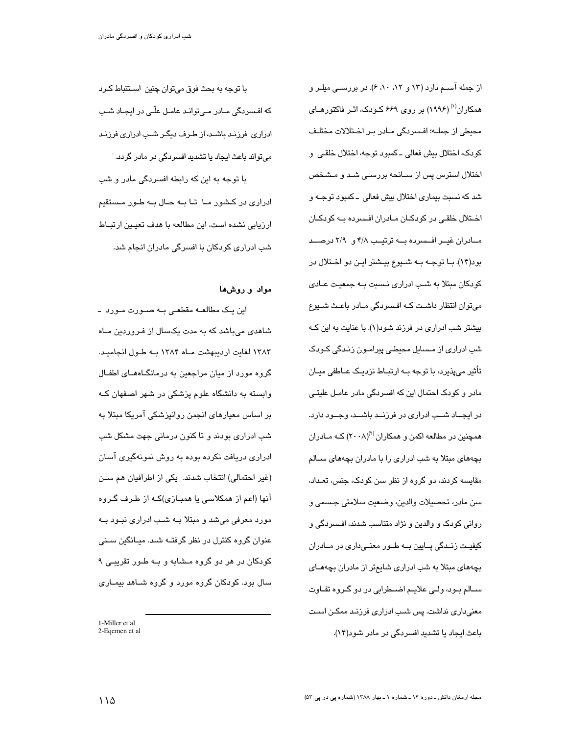از جمله آسم دارد (۱۳ و ۱۲، ۱۰، ۶). در بررسی میلر و همکاران[1] (۱۹۹۶) بر روی ۶۶۹ کودک، اثر فاکتورهای محیطی از جمله؛ افسردگی مادر بر اختلالات مختلف کودک، اختلال بیش فعالی ـ کمبود توجه، اختلال خلقی و اختلال استرس پس از سانحه بررسی شد و مشخص شد که نسبت بیماری اختلال بیش فعالی ـ کمبود توجه و اختلال خلقی در کودکان مادران افسرده به کودکان مادران غیر افسرده به ترتیب ۴/۸ و ۲/۹ درصد بود(۱۴). با توجه به شیوع بیشتر این دو اختلال در کودکان مبتلا به شب ادراری نسبت به جمعیت عادی می‌توان انتظار داشت که افسردگی مادر باعث شیوع بیشتر شب ادراری در فرزند شود(۱). با عنایت به این که شب ادراری از مسایل محیطی پیرامون زندگی کودک تأثیر می‌پذیرد، با توجه به ارتباط نزدیک عاطفی میان مادر و کودک احتمال این که افسردگی مادر عامل علیتی در ایجاد شب ادراری در فرزند باشد، وجود دارد. همچنین در مطالعه اکمن و همکاران[2] (۲۰۰۸) که مادران بچه‌های مبتلا به شب ادراری را با مادران بچه‌های سالم مقایسه کردند، دو گروه از نظر سن کودک، جنس، تعداد، سن مادر، تحصیلات والدین، وضعیت سلامتی جسمی و روانی کودک و والدین و نژاد متناسب شدند، افسردگی و کیفیت زندگی پایین به طور معنی‌داری در مادران بچه‌های مبتلا به شب ادراری شایع‌تر از مادران بچه‌های سالم بود، ولی علایم اضطرابی در دو گروه تفاوت معنی‌داری نداشت. پس شب ادراری فرزند ممکن است باعث ایجاد یا تشدید افسردگی در مادر شود(۱۴).

با توجه به بحث فوق می‌توان چنین استنباط کرد که افسردگی مادر می‌تواند عامل علّی در ایجاد شب ادراری فرزند باشد، از طرف دیگر شب ادراری فرزند می‌تواند باعث ایجاد یا تشدید افسردگی در مادر گردد.

با توجه به این که رابطه افسردگی مادر و شب ادراری در کشور ما تا به حال به طور مستقیم ارزیابی نشده است، این مطالعه با هدف تعیین ارتباط شب ادراری کودکان با افسرگی مادران انجام شد.

## مواد و روش‌ها

این یک مطالعه مقطعی به صورت مورد ـ شاهدی می‌باشد که به مدت یکسال از فروردین ماه ۱۳۸۳ لغایت اردیبهشت ماه ۱۳۸۴ به طول انجامید. گروه مورد از میان مراجعین به درمانگاه‌های اطفال وابسته به دانشگاه علوم پزشکی در شهر اصفهان که بر اساس معیارهای انجمن روانپزشکی آمریکا مبتلا به شب ادراری بودند و تا کنون درمانی جهت مشکل شب ادراری دریافت نکرده بوده به روش نمونه‌گیری آسان (غیر احتمالی) انتخاب شدند. یکی از اطرافیان هم سن آنها (اعم از همکلاسی یا همبازی)که از طرف گروه مورد معرفی می‌شد و مبتلا به شب ادراری نبود به عنوان گروه کنترل در نظر گرفته شد. میانگین سنی کودکان در هر دو گروه مشابه و به طور تقریبی ۹ سال بود. کودکان گروه مورد و گروه شاهد بیماری

---

1-Miller et al
2-Eqemen et al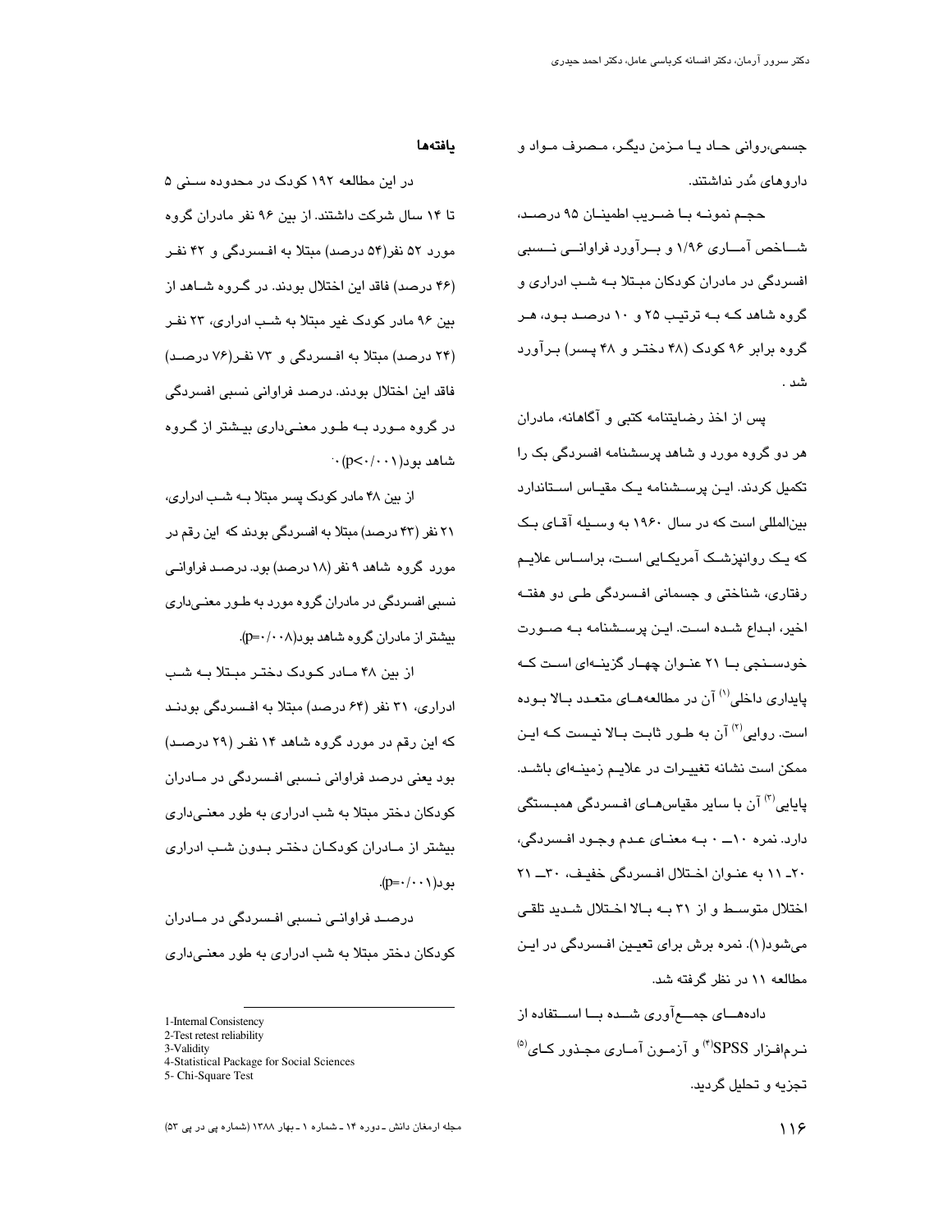جسمی،روانی حاد یا مزمن دیگر، مصرف مواد و داروهای مُدر نداشتند.

حجم نمونه با ضریب اطمینان ۹۵ درصد، شاخص آماری ۱/۹۶ و برآورد فراوانی نسبی افسردگی در مادران کودکان مبتلا به شب ادراری و گروه شاهد که به ترتیب ۲۵ و ۱۰ درصد بود، هر گروه برابر ۹۶ کودک (۴۸ دختر و ۴۸ پسر) برآورد شد.

پس از اخذ رضایتنامه کتبی و آگاهانه، مادران هر دو گروه مورد و شاهد پرسشنامه افسردگی بک را تکمیل کردند. این پرسشنامه یک مقیاس استاندارد بین‌المللی است که در سال ۱۹۶۰ به وسیله آقای بک که یک روانپزشک آمریکایی است، براساس علایم رفتاری، شناختی و جسمانی افسردگی طی دو هفته اخیر، ابداع شده است. این پرسشنامه به صورت خودسنجی با ۲۱ عنوان چهار گزینه‌ای است که پایداری داخلی[1] آن در مطالعه‌های متعدد بالا بوده است. روایی[2] آن به طور ثابت بالا نیست که این ممکن است نشانه تغییرات در علایم زمینه‌ای باشد. پایایی[3] آن با سایر مقیاس‌های افسردگی همبستگی دارد. نمره ۱۰ـ ۰ به معنای عدم وجود افسردگی، ۲۰ـ ۱۱ به عنوان اختلال افسردگی خفیف، ۳۰ـ ۲۱ اختلال متوسط و از ۳۱ به بالا اختلال شدید تلقی می‌شود(۱). نمره برش برای تعیین افسردگی در این مطالعه ۱۱ در نظر گرفته شد.

داده‌های جمع‌آوری شده با استفاده از نرم‌افزار SPSS[4] و آزمون آماری مجذور کای[5] تجزیه و تحلیل گردید.

## یافته‌ها

در این مطالعه ۱۹۲ کودک در محدوده سنی ۵ تا ۱۴ سال شرکت داشتند. از بین ۹۶ نفر مادران گروه مورد ۵۲ نفر(۵۴ درصد) مبتلا به افسردگی و ۴۲ نفر (۴۶ درصد) فاقد این اختلال بودند. در گروه شاهد از بین ۹۶ مادر کودک غیر مبتلا به شب ادراری، ۲۳ نفر (۲۴ درصد) مبتلا به افسردگی و ۷۳ نفر(۷۶ درصد) فاقد این اختلال بودند. درصد فراوانی نسبی افسردگی در گروه مورد به طور معنی‌داری بیشتر از گروه شاهد بود($p<0/001$).

از بین ۴۸ مادر کودک پسر مبتلا به شب ادراری، ۲۱ نفر (۴۳ درصد) مبتلا به افسردگی بودند که این رقم در مورد گروه شاهد ۹ نفر (۱۸ درصد) بود. درصد فراوانی نسبی افسردگی در مادران گروه مورد به طور معنی‌داری بیشتر از مادران گروه شاهد بود($p=0/008$).

از بین ۴۸ مادر کودک دختر مبتلا به شب ادراری، ۳۱ نفر (۶۴ درصد) مبتلا به افسردگی بودند که این رقم در مورد گروه شاهد ۱۴ نفر (۲۹ درصد) بود یعنی درصد فراوانی نسبی افسردگی در مادران کودکان دختر مبتلا به شب ادراری به طور معنی‌داری بیشتر از مادران کودکان دختر بدون شب ادراری بود($p=0/001$).

درصد فراوانی نسبی افسردگی در مادران کودکان دختر مبتلا به شب ادراری به طور معنی‌داری

---

1-Internal Consistency
2-Test retest reliability
3-Validity
4-Statistical Package for Social Sciences
5- Chi-Square Test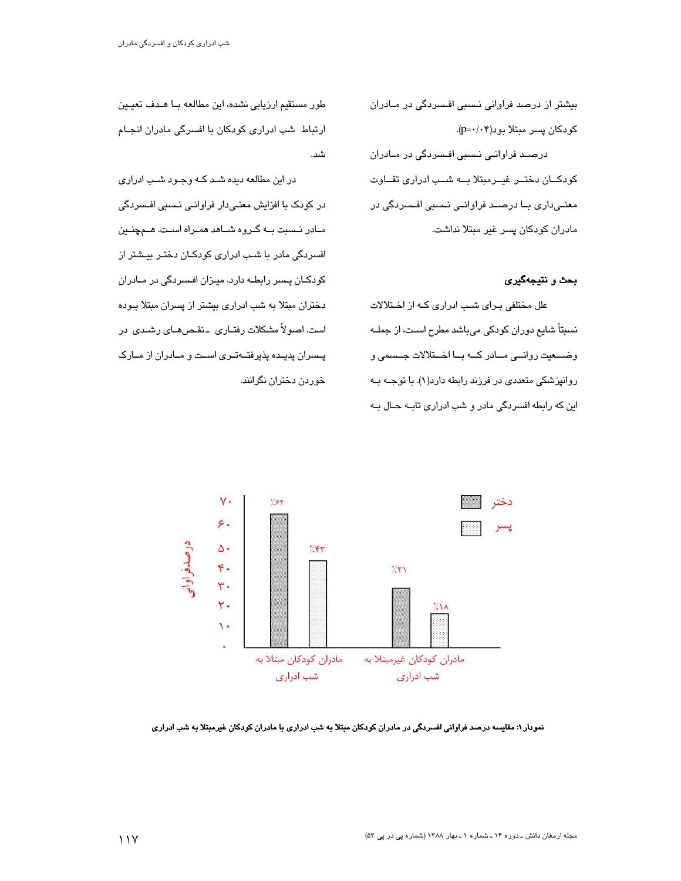بیشتر از درصد فراوانی نسبی افسردگی در مادران کودکان پسر مبتلا بود(p=۰/۰۴).

درصد فراوانی نسبی افسردگی در مادران کودکان دختر غیرمبتلا به شب ادراری تفاوت معنی‌داری با درصد فراوانی نسبی افسردگی در مادران کودکان پسر غیر مبتلا نداشت.

**بحث و نتیجه‌گیری**

علل مختلفی برای شب ادراری که از اختلالات نسبتاً شایع دوران کودکی می‌باشد مطرح است، از جمله وضعیت روانی مادر که با اختلالات جسمی و روانپزشکی متعددی در فرزند رابطه دارد(۱). با توجه به این که رابطه افسردگی مادر و شب ادراری تابه حال به طور مستقیم ارزیابی نشده، این مطالعه با هدف تعیین ارتباط شب ادراری کودکان با افسرگی مادران انجام شد.

در این مطالعه دیده شد که وجود شب ادراری در کودک با افزایش معنی‌دار فراوانی نسبی افسردگی مادر نسبت به گروه شاهد همراه است. همچنین افسردگی مادر با شب ادراری کودکان دختر بیشتر از کودکان پسر رابطه دارد. میزان افسردگی در مادران دختران مبتلا به شب ادراری بیشتر از پسران مبتلا بوده است. اصولاً مشکلات رفتاری ـ نقص‌های رشدی در پسران پدیده پذیرفته‌تری است و مادران از مارک خوردن دختران نگرانند.

| | دختر | پسر |
|---|---|---|
| مادران کودکان مبتلا به شب ادراری | ٪۶۴ | ٪۴۳ |
| مادران کودکان غیرمبتلا به شب ادراری | ٪۳۱ | ٪۱۸ |

نمودار۱: مقایسه درصد فراوانی افسردگی در مادران کودکان مبتلا به شب ادراری با مادران کودکان غیرمبتلا به شب ادراری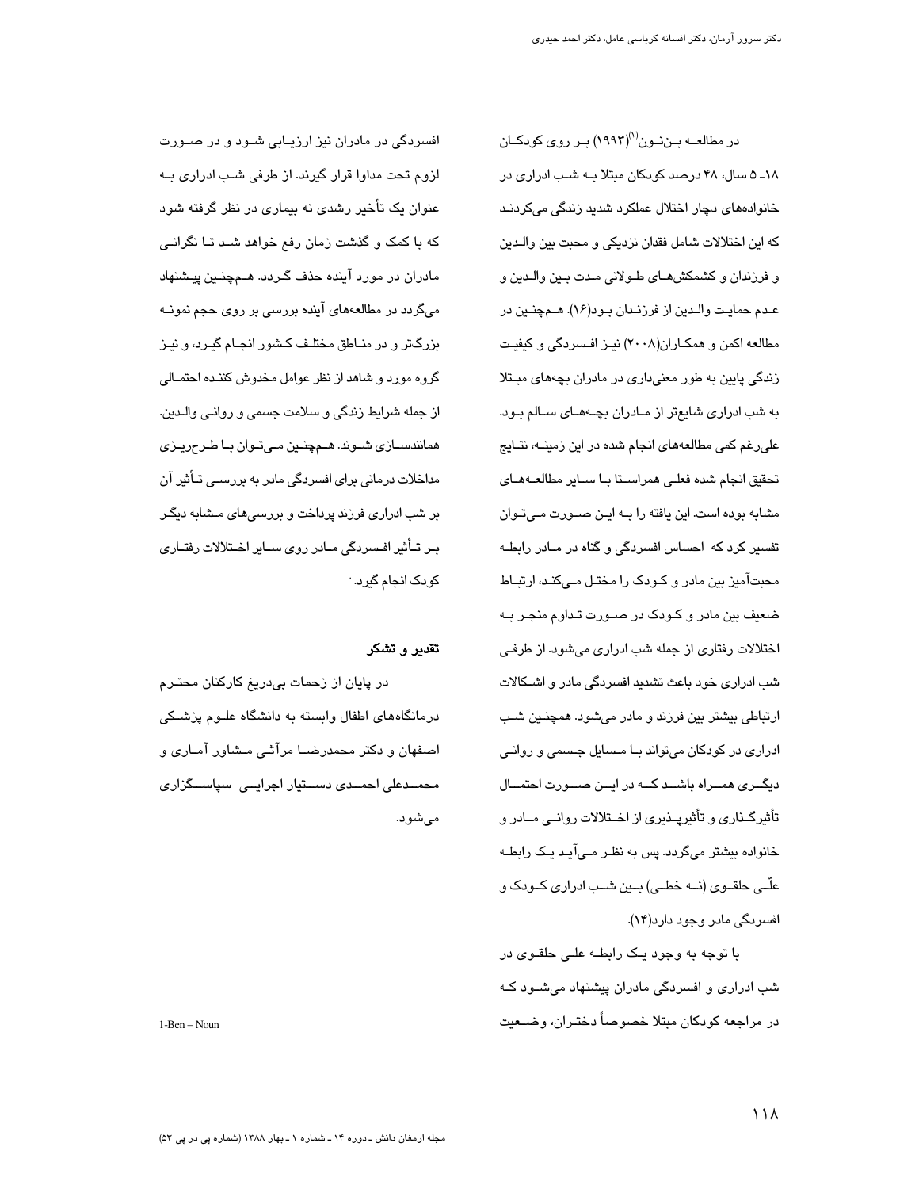در مطالعه بن‌نون[1](۱۹۹۳) بر روی کودکان ۱۸ـ ۵ سال، ۴۸ درصد کودکان مبتلا به شب ادراری در خانواده‌های دچار اختلال عملکرد شدید زندگی می‌کردند که این اختلالات شامل فقدان نزدیکی و محبت بین والدین و فرزندان و کشمکش‌های طولانی مدت بین والدین و عدم حمایت والدین از فرزندان بود(۱۶). هم‌چنین در مطالعه اکمن و همکاران(۲۰۰۸) نیز افسردگی و کیفیت زندگی پایین به طور معنی‌داری در مادران بچه‌های مبتلا به شب ادراری شایع‌تر از مادران بچه‌های سالم بود. علی‌رغم کمی مطالعه‌های انجام شده در این زمینه، نتایج تحقیق انجام شده فعلی همراستا با سایر مطالعه‌های مشابه بوده است. این یافته را به این صورت می‌توان تفسیر کرد که احساس افسردگی و گناه در مادر رابطه محبت‌آمیز بین مادر و کودک را مختل می‌کند، ارتباط ضعیف بین مادر و کودک در صورت تداوم منجر به اختلالات رفتاری از جمله شب ادراری می‌شود. از طرفی شب ادراری خود باعث تشدید افسردگی مادر و اشکالات ارتباطی بیشتر بین فرزند و مادر می‌شود. همچنین شب ادراری در کودکان می‌تواند با مسایل جسمی و روانی دیگری همراه باشد که در این صورت احتمال تأثیرگذاری و تأثیرپذیری از اختلالات روانی مادر و خانواده بیشتر می‌گردد. پس به نظر می‌آید یک رابطه علّی حلقوی (نه خطی) بین شب ادراری کودک و افسردگی مادر وجود دارد(۱۴).

با توجه به وجود یک رابطه علی حلقوی در شب ادراری و افسردگی مادران پیشنهاد می‌شود که در مراجعه کودکان مبتلا خصوصاً دختران، وضعیت افسردگی در مادران نیز ارزیابی شود و در صورت لزوم تحت مداوا قرار گیرند. از طرفی شب ادراری به عنوان یک تأخیر رشدی نه بیماری در نظر گرفته شود که با کمک و گذشت زمان رفع خواهد شد تا نگرانی مادران در مورد آینده حذف گردد. هم‌چنین پیشنهاد می‌گردد در مطالعه‌های آینده بررسی بر روی حجم نمونه بزرگ‌تر و در مناطق مختلف کشور انجام گیرد، و نیز گروه مورد و شاهد از نظر عوامل مخدوش کننده احتمالی از جمله شرایط زندگی و سلامت جسمی و روانی والدین. همانندسازی شوند. هم‌چنین می‌توان با طرح‌ریزی مداخلات درمانی برای افسردگی مادر به بررسی تأثیر آن بر شب ادراری فرزند پرداخت و بررسی‌های مشابه دیگر بر تأثیر افسردگی مادر روی سایر اختلالات رفتاری کودک انجام گیرد.

## تقدیر و تشکر

در پایان از زحمات بی‌دریغ کارکنان محترم درمانگاه‌های اطفال وابسته به دانشگاه علوم پزشکی اصفهان و دکتر محمدرضا مرآثی مشاور آماری و محمدعلی احمدی دستیار اجرایی سپاسگزاری می‌شود.

---

1-Ben – Noun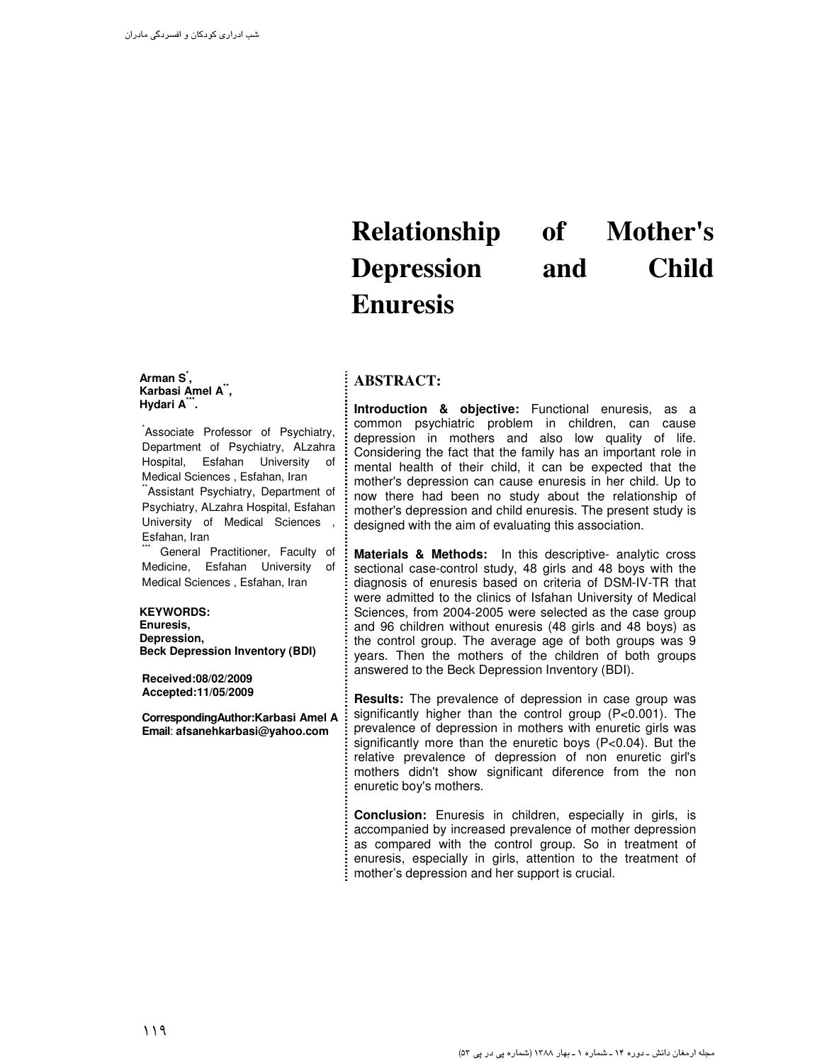# Relationship of Mother's Depression and Child Enuresis

**Arman S[*], Karbasi Amel A[**], Hydari A[***].**

[*]Associate Professor of Psychiatry, Department of Psychiatry, ALzahra Hospital, Esfahan University of Medical Sciences , Esfahan, Iran
[**]Assistant Psychiatry, Department of Psychiatry, ALzahra Hospital, Esfahan University of Medical Sciences , Esfahan, Iran
[***] General Practitioner, Faculty of Medicine, Esfahan University of Medical Sciences , Esfahan, Iran

**KEYWORDS:**
**Enuresis,**
**Depression,**
**Beck Depression Inventory (BDI)**

**Received:08/02/2009**
**Accepted:11/05/2009**

**CorrespondingAuthor:Karbasi Amel A**
**Email**: **afsanehkarbasi@yahoo.com**

## ABSTRACT:

**Introduction & objective:** Functional enuresis, as a common psychiatric problem in children, can cause depression in mothers and also low quality of life. Considering the fact that the family has an important role in mental health of their child, it can be expected that the mother's depression can cause enuresis in her child. Up to now there had been no study about the relationship of mother's depression and child enuresis. The present study is designed with the aim of evaluating this association.

**Materials & Methods:** In this descriptive- analytic cross sectional case-control study, 48 girls and 48 boys with the diagnosis of enuresis based on criteria of DSM-IV-TR that were admitted to the clinics of Isfahan University of Medical Sciences, from 2004-2005 were selected as the case group and 96 children without enuresis (48 girls and 48 boys) as the control group. The average age of both groups was 9 years. Then the mothers of the children of both groups answered to the Beck Depression Inventory (BDI).

**Results:** The prevalence of depression in case group was significantly higher than the control group ($P<0.001$). The prevalence of depression in mothers with enuretic girls was significantly more than the enuretic boys ($P<0.04$). But the relative prevalence of depression of non enuretic girl's mothers didn't show significant diference from the non enuretic boy's mothers.

**Conclusion:** Enuresis in children, especially in girls, is accompanied by increased prevalence of mother depression as compared with the control group. So in treatment of enuresis, especially in girls, attention to the treatment of mother's depression and her support is crucial.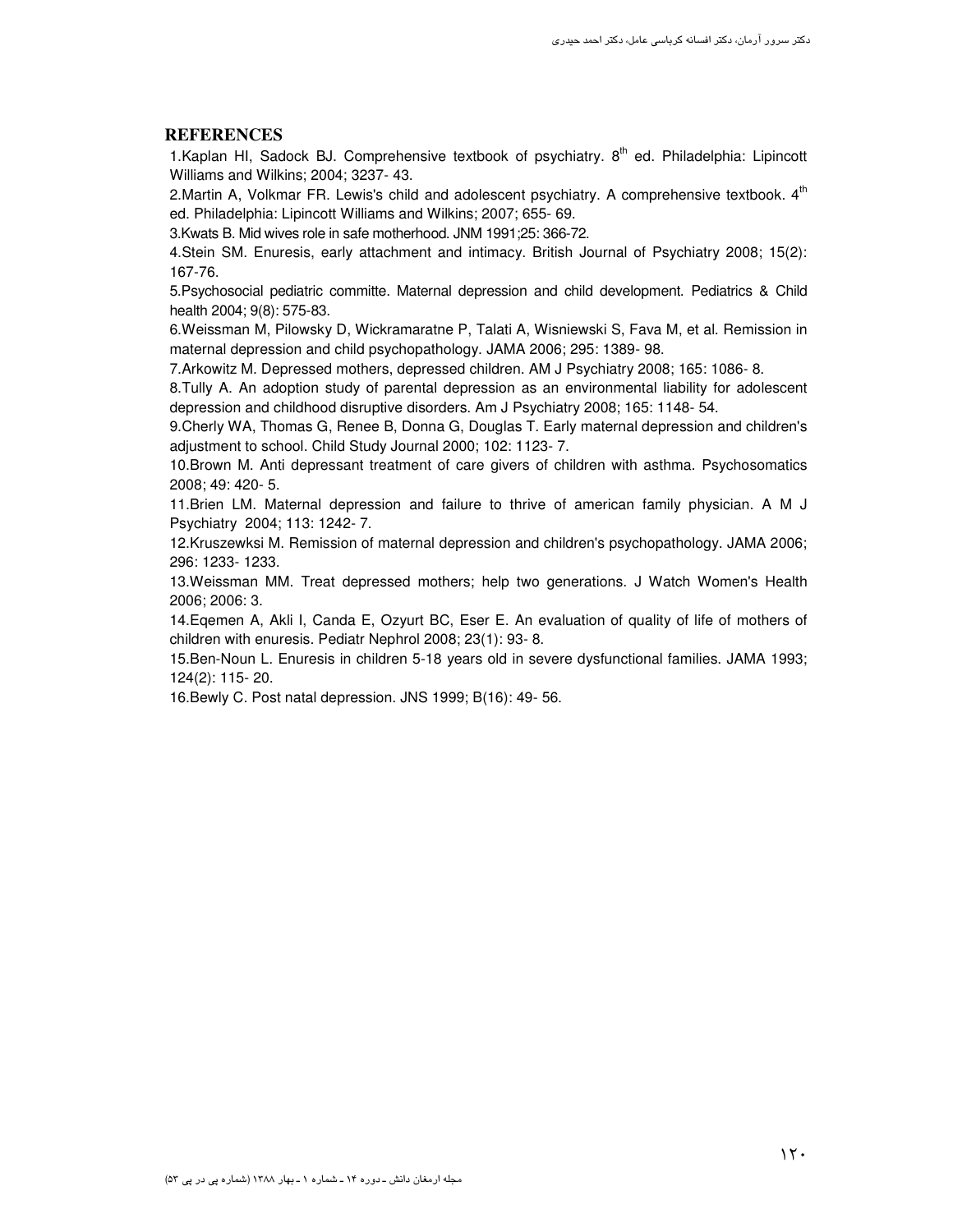## REFERENCES

1.Kaplan HI, Sadock BJ. Comprehensive textbook of psychiatry. 8th ed. Philadelphia: Lipincott Williams and Wilkins; 2004; 3237- 43.

2.Martin A, Volkmar FR. Lewis's child and adolescent psychiatry. A comprehensive textbook. 4th ed. Philadelphia: Lipincott Williams and Wilkins; 2007; 655- 69.

3.Kwats B. Mid wives role in safe motherhood. JNM 1991;25: 366-72.

4.Stein SM. Enuresis, early attachment and intimacy. British Journal of Psychiatry 2008; 15(2): 167-76.

5.Psychosocial pediatric committe. Maternal depression and child development. Pediatrics & Child health 2004; 9(8): 575-83.

6.Weissman M, Pilowsky D, Wickramaratne P, Talati A, Wisniewski S, Fava M, et al. Remission in maternal depression and child psychopathology. JAMA 2006; 295: 1389- 98.

7.Arkowitz M. Depressed mothers, depressed children. AM J Psychiatry 2008; 165: 1086- 8.

8.Tully A. An adoption study of parental depression as an environmental liability for adolescent depression and childhood disruptive disorders. Am J Psychiatry 2008; 165: 1148- 54.

9.Cherly WA, Thomas G, Renee B, Donna G, Douglas T. Early maternal depression and children's adjustment to school. Child Study Journal 2000; 102: 1123- 7.

10.Brown M. Anti depressant treatment of care givers of children with asthma. Psychosomatics 2008; 49: 420- 5.

11.Brien LM. Maternal depression and failure to thrive of american family physician. A M J Psychiatry 2004; 113: 1242- 7.

12.Kruszewksi M. Remission of maternal depression and children's psychopathology. JAMA 2006; 296: 1233- 1233.

13.Weissman MM. Treat depressed mothers; help two generations. J Watch Women's Health 2006; 2006: 3.

14.Eqemen A, Akli I, Canda E, Ozyurt BC, Eser E. An evaluation of quality of life of mothers of children with enuresis. Pediatr Nephrol 2008; 23(1): 93- 8.

15.Ben-Noun L. Enuresis in children 5-18 years old in severe dysfunctional families. JAMA 1993; 124(2): 115- 20.

16.Bewly C. Post natal depression. JNS 1999; B(16): 49- 56.